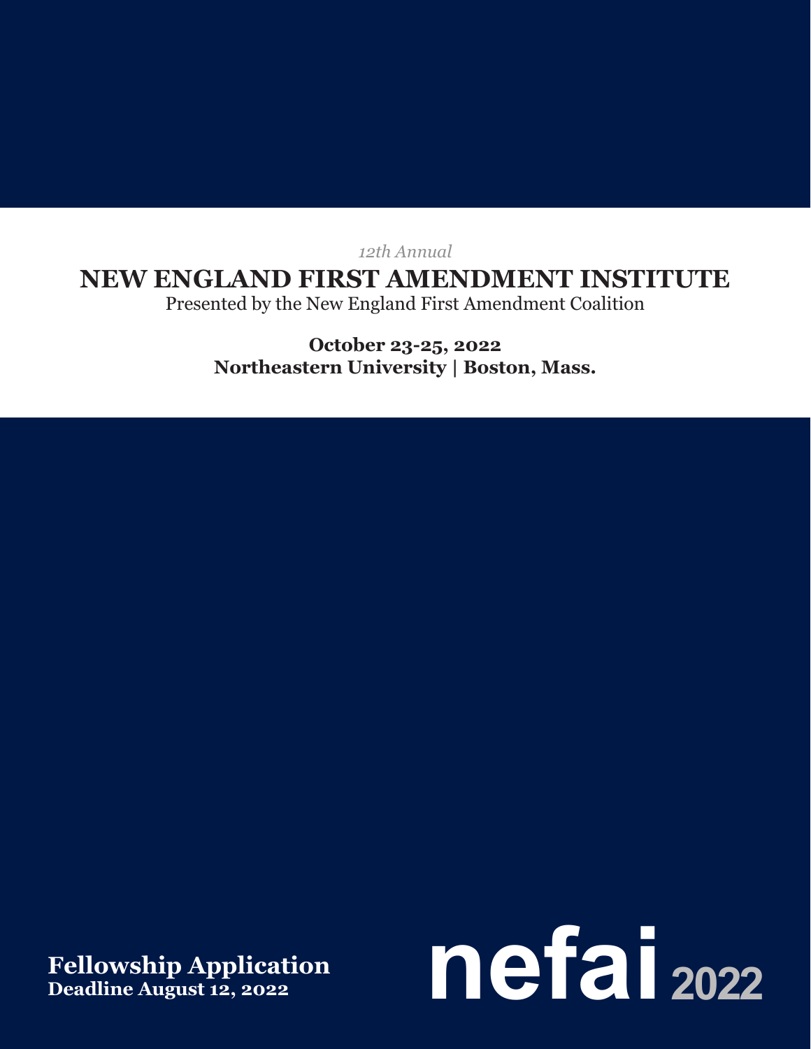*12th Annual*

# NEW ENGLAND FIRST AMENDMENT INSTITUTE

Presented by the New England First Amendment Coalition

**October 23-25, 2022**
**Northeastern University | Boston, Mass.**

## Fellowship Application

**Deadline August 12, 2022**

**nefai 2022**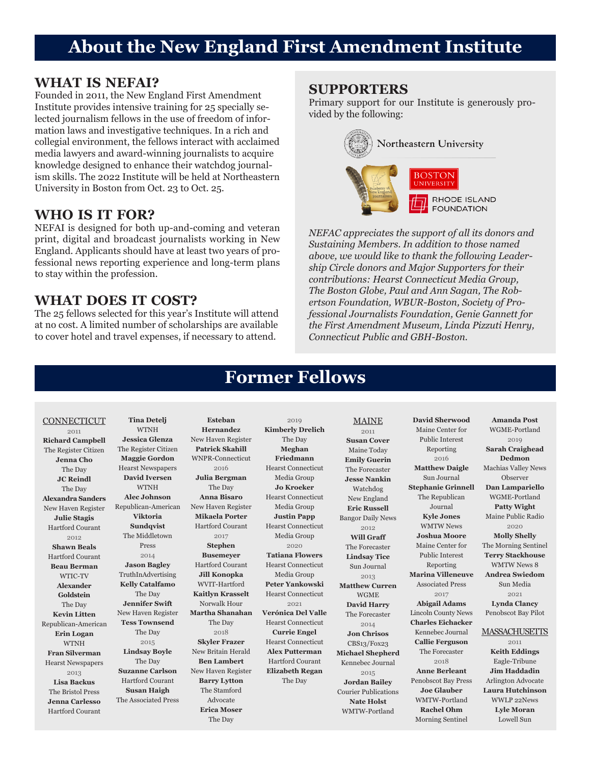# About the New England First Amendment Institute

## WHAT IS NEFAI?

Founded in 2011, the New England First Amendment Institute provides intensive training for 25 specially selected journalism fellows in the use of freedom of information laws and investigative techniques. In a rich and collegial environment, the fellows interact with acclaimed media lawyers and award-winning journalists to acquire knowledge designed to enhance their watchdog journalism skills. The 2022 Institute will be held at Northeastern University in Boston from Oct. 23 to Oct. 25.

## WHO IS IT FOR?

NEFAI is designed for both up-and-coming and veteran print, digital and broadcast journalists working in New England. Applicants should have at least two years of professional news reporting experience and long-term plans to stay within the profession.

## WHAT DOES IT COST?

The 25 fellows selected for this year's Institute will attend at no cost. A limited number of scholarships are available to cover hotel and travel expenses, if necessary to attend.

## SUPPORTERS

Primary support for our Institute is generously provided by the following:

Northeastern University

Academy of New England Journalists

Boston University

Rhode Island Foundation

*NEFAC appreciates the support of all its donors and Sustaining Members. In addition to those named above, we would like to thank the following Leadership Circle donors and Major Supporters for their contributions: Hearst Connecticut Media Group, The Boston Globe, Paul and Ann Sagan, The Robertson Foundation, WBUR-Boston, Society of Professional Journalists Foundation, Genie Gannett for the First Amendment Museum, Linda Pizzuti Henry, Connecticut Public and GBH-Boston.*

# Former Fellows

### CONNECTICUT

2011

**Richard Campbell** The Register Citizen
**Jenna Cho** The Day
**JC Reindl** The Day
**Alexandra Sanders** New Haven Register
**Julie Stagis** Hartford Courant

2012

**Shawn Beals** Hartford Courant
**Beau Berman** WTIC-TV
**Alexander Goldstein** The Day
**Kevin Litten** Republican-American
**Erin Logan** WTNH
**Fran Silverman** Hearst Newspapers

2013

**Lisa Backus** The Bristol Press
**Jenna Carlesso** Hartford Courant
**Tina Detelj** WTNH
**Jessica Glenza** The Register Citizen
**Maggie Gordon** Hearst Newspapers
**David Iversen** WTNH
**Alec Johnson** Republican-American
**Viktoria Sundqvist** The Middletown Press

2014

**Jason Bagley** TruthInAdvertising
**Kelly Catalfamo** The Day
**Jennifer Swift** New Haven Register
**Tess Townsend** The Day

2015

**Lindsay Boyle** The Day
**Suzanne Carlson** Hartford Courant
**Susan Haigh** The Associated Press
**Esteban Hernandez** New Haven Register
**Patrick Skahill** WNPR-Connecticut

2016

**Julia Bergman** The Day
**Anna Bisaro** New Haven Register
**Mikaela Porter** Hartford Courant

2017

**Stephen Busemeyer** Hartford Courant
**Jill Konopka** WVIT-Hartford
**Kaitlyn Krasselt** Norwalk Hour
**Martha Shanahan** The Day

2018

**Skyler Frazer** New Britain Herald
**Ben Lambert** New Haven Register
**Barry Lytton** The Stamford Advocate
**Erica Moser** The Day

2019

**Kimberly Drelich** The Day
**Meghan Friedmann** Hearst Connecticut Media Group
**Jo Kroeker** Hearst Connecticut Media Group
**Justin Papp** Hearst Connecticut Media Group

2020

**Tatiana Flowers** Hearst Connecticut Media Group
**Peter Yankowski** Hearst Connecticut Media Group

2021

**Verónica Del Valle** Hearst Connecticut
**Currie Engel** Hearst Connecticut
**Alex Putterman** Hartford Courant
**Elizabeth Regan** The Day

### MAINE

2011

**Susan Cover** Maine Today
**Emily Guerin** The Forecaster
**Jesse Nankin** Watchdog New England
**Eric Russell** Bangor Daily News

2012

**Will Graff** The Forecaster
**Lindsay Tice** Sun Journal

2013

**Matthew Curren** WGME
**David Harry** The Forecaster

2014

**Jon Chrisos** CBS13/Fox23
**Michael Shepherd** Kennebec Journal

2015

**Jordan Bailey** Courier Publications
**Nate Holst** WMTW-Portland
**David Sherwood** Maine Center for Public Interest Reporting

2016

**Matthew Daigle** Sun Journal
**Stephanie Grinnell** The Republican Journal
**Kyle Jones** WMTW News
**Joshua Moore** Maine Center for Public Interest Reporting
**Marina Villeneuve** Associated Press

2017

**Abigail Adams** Lincoln County News
**Charles Eichacker** Kennebec Journal
**Callie Ferguson** The Forecaster

2018

**Anne Berleant** Penobscot Bay Press
**Joe Glauber** WMTW-Portland
**Rachel Ohm** Morning Sentinel
**Amanda Post** WGME-Portland

2019

**Sarah Craighead Dedmon** Machias Valley News Observer
**Dan Lampariello** WGME-Portland
**Patty Wight** Maine Public Radio

2020

**Molly Shelly** The Morning Sentinel
**Terry Stackhouse** WMTW News 8
**Andrea Swiedom** Sun Media

2021

**Lynda Clancy** Penobscot Bay Pilot

### MASSACHUSETTS

2011

**Keith Eddings** Eagle-Tribune
**Jim Haddadin** Arlington Advocate
**Laura Hutchinson** WWLP 22News
**Lyle Moran** Lowell Sun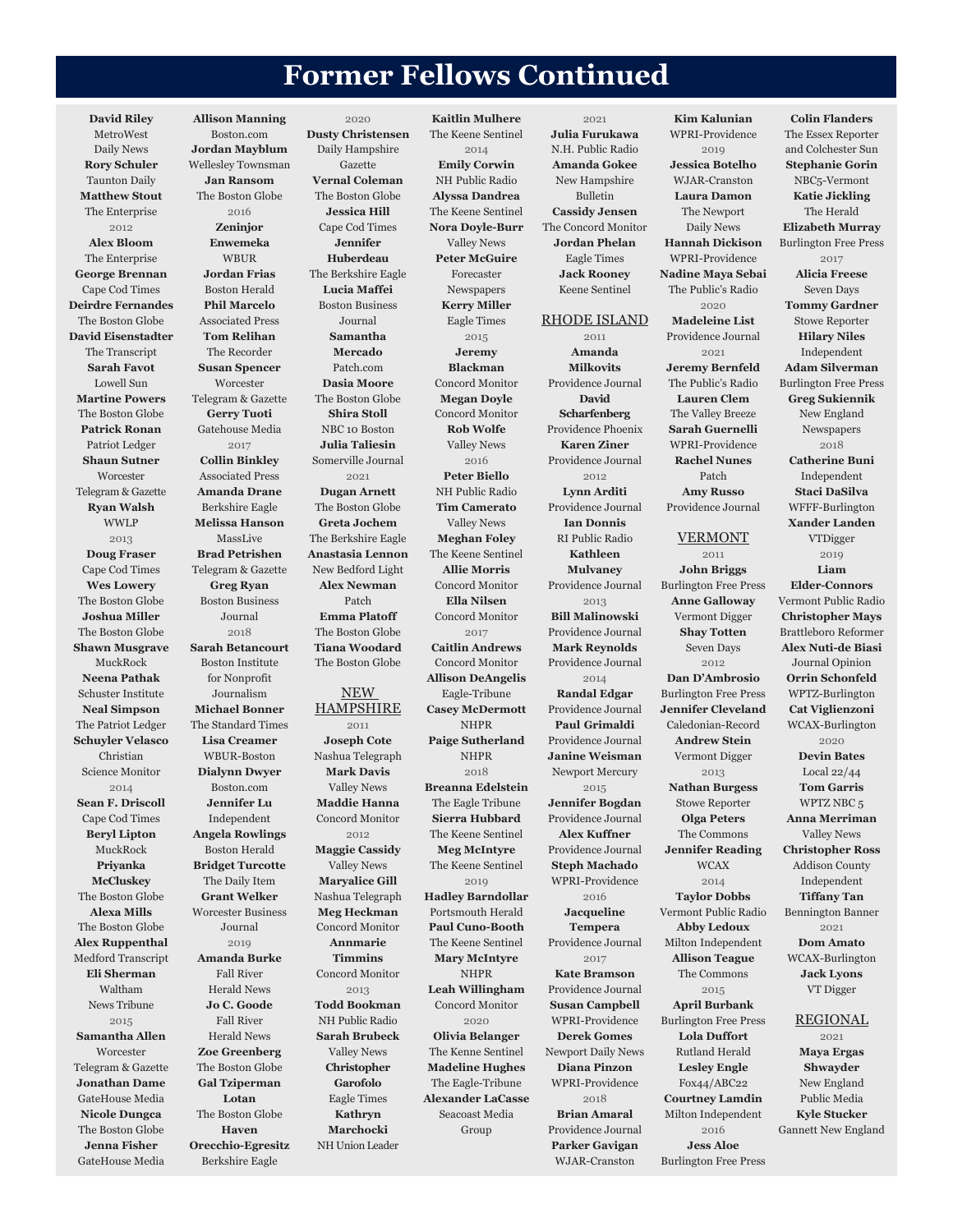# Former Fellows Continued

**David Riley**
MetroWest Daily News

**Rory Schuler**
Taunton Daily

**Matthew Stout**
The Enterprise

2012

**Alex Bloom**
The Enterprise

**George Brennan**
Cape Cod Times

**Deirdre Fernandes**
The Boston Globe

**David Eisenstadter**
The Transcript

**Sarah Favot**
Lowell Sun

**Martine Powers**
The Boston Globe

**Patrick Ronan**
Patriot Ledger

**Shaun Sutner**
Worcester Telegram & Gazette

**Ryan Walsh**
WWLP

2013

**Doug Fraser**
Cape Cod Times

**Wes Lowery**
The Boston Globe

**Joshua Miller**
The Boston Globe

**Shawn Musgrave**
MuckRock

**Neena Pathak**
Schuster Institute

**Neal Simpson**
The Patriot Ledger

**Schuyler Velasco**
Christian Science Monitor

2014

**Sean F. Driscoll**
Cape Cod Times

**Beryl Lipton**
MuckRock

**Priyanka McCluskey**
The Boston Globe

**Alexa Mills**
The Boston Globe

**Alex Ruppenthal**
Medford Transcript

**Eli Sherman**
Waltham News Tribune

2015

**Samantha Allen**
Worcester Telegram & Gazette

**Jonathan Dame**
GateHouse Media

**Nicole Dungca**
The Boston Globe

**Jenna Fisher**
GateHouse Media

**Allison Manning**
Boston.com

**Jordan Mayblum**
Wellesley Townsman

**Jan Ransom**
The Boston Globe

2016

**Zeninjor Enwemeka**
WBUR

**Jordan Frias**
Boston Herald

**Phil Marcelo**
Associated Press

**Tom Relihan**
The Recorder

**Susan Spencer**
Worcester Telegram & Gazette

**Gerry Tuoti**
Gatehouse Media

2017

**Collin Binkley**
Associated Press

**Amanda Drane**
Berkshire Eagle

**Melissa Hanson**
MassLive

**Brad Petrishen**
Telegram & Gazette

**Greg Ryan**
Boston Business Journal

2018

**Sarah Betancourt**
Boston Institute for Nonprofit Journalism

**Michael Bonner**
The Standard Times

**Lisa Creamer**
WBUR-Boston

**Dialynn Dwyer**
Boston.com

**Jennifer Lu**
Independent

**Angela Rowlings**
Boston Herald

**Bridget Turcotte**
The Daily Item

**Grant Welker**
Worcester Business Journal

2019

**Amanda Burke**
Fall River Herald News

**Jo C. Goode**
Fall River Herald News

**Zoe Greenberg**
The Boston Globe

**Gal Tziperman Lotan**
The Boston Globe

**Haven Orecchio-Egresitz**
Berkshire Eagle

2020

**Dusty Christensen**
Daily Hampshire Gazette

**Vernal Coleman**
The Boston Globe

**Jessica Hill**
Cape Cod Times

**Jennifer Huberdeau**
The Berkshire Eagle

**Lucia Maffei**
Boston Business Journal

**Samantha Mercado**
Patch.com

**Dasia Moore**
The Boston Globe

**Shira Stoll**
NBC 10 Boston

**Julia Taliesin**
Somerville Journal

2021

**Dugan Arnett**
The Boston Globe

**Greta Jochem**
The Berkshire Eagle

**Anastasia Lennon**
New Bedford Light

**Alex Newman**
Patch

**Emma Platoff**
The Boston Globe

**Tiana Woodard**
The Boston Globe

## NEW HAMPSHIRE

2011

**Joseph Cote**
Nashua Telegraph

**Mark Davis**
Valley News

**Maddie Hanna**
Concord Monitor

2012

**Maggie Cassidy**
Valley News

**Maryalice Gill**
Nashua Telegraph

**Meg Heckman**
Concord Monitor

**Annmarie Timmins**
Concord Monitor

2013

**Todd Bookman**
NH Public Radio

**Sarah Brubeck**
Valley News

**Christopher Garofolo**
Eagle Times

**Kathryn Marchocki**
NH Union Leader

**Kaitlin Mulhere**
The Keene Sentinel

2014

**Emily Corwin**
NH Public Radio

**Alyssa Dandrea**
The Keene Sentinel

**Nora Doyle-Burr**
Valley News

**Peter McGuire**
Forecaster Newspapers

**Kerry Miller**
Eagle Times

2015

**Jeremy Blackman**
Concord Monitor

**Megan Doyle**
Concord Monitor

**Rob Wolfe**
Valley News

2016

**Peter Biello**
NH Public Radio

**Tim Camerato**
Valley News

**Meghan Foley**
The Keene Sentinel

**Allie Morris**
Concord Monitor

**Ella Nilsen**
Concord Monitor

2017

**Caitlin Andrews**
Concord Monitor

**Allison DeAngelis**
Eagle-Tribune

**Casey McDermott**
NHPR

**Paige Sutherland**
NHPR

2018

**Breanna Edelstein**
The Eagle Tribune

**Sierra Hubbard**
The Keene Sentinel

**Meg McIntyre**
The Keene Sentinel

2019

**Hadley Barndollar**
Portsmouth Herald

**Paul Cuno-Booth**
The Keene Sentinel

**Mary McIntyre**
NHPR

**Leah Willingham**
Concord Monitor

2020

**Olivia Belanger**
The Kenne Sentinel

**Madeline Hughes**
The Eagle-Tribune

**Alexander LaCasse**
Seacoast Media Group

2021

**Julia Furukawa**
N.H. Public Radio

**Amanda Gokee**
New Hampshire Bulletin

**Cassidy Jensen**
The Concord Monitor

**Jordan Phelan**
Eagle Times

**Jack Rooney**
Keene Sentinel

## RHODE ISLAND

2011

**Amanda Milkovits**
Providence Journal

**David Scharfenberg**
Providence Phoenix

**Karen Ziner**
Providence Journal

2012

**Lynn Arditi**
Providence Journal

**Ian Donnis**
RI Public Radio

**Kathleen Mulvaney**
Providence Journal

2013

**Bill Malinowski**
Providence Journal

**Mark Reynolds**
Providence Journal

2014

**Randal Edgar**
Providence Journal

**Paul Grimaldi**
Providence Journal

**Janine Weisman**
Newport Mercury

2015

**Jennifer Bogdan**
Providence Journal

**Alex Kuffner**
Providence Journal

**Steph Machado**
WPRI-Providence

2016

**Jacqueline Tempera**
Providence Journal

2017

**Kate Bramson**
Providence Journal

**Susan Campbell**
WPRI-Providence

**Derek Gomes**
Newport Daily News

**Diana Pinzon**
WPRI-Providence

2018

**Brian Amaral**
Providence Journal

**Parker Gavigan**
WJAR-Cranston

**Kim Kalunian**
WPRI-Providence

2019

**Jessica Botelho**
WJAR-Cranston

**Laura Damon**
The Newport Daily News

**Hannah Dickison**
WPRI-Providence

**Nadine Maya Sebai**
The Public's Radio

2020

**Madeleine List**
Providence Journal

2021

**Jeremy Bernfeld**
The Public's Radio

**Lauren Clem**
The Valley Breeze

**Sarah Guernelli**
WPRI-Providence

**Rachel Nunes**
Patch

**Amy Russo**
Providence Journal

## VERMONT

2011

**John Briggs**
Burlington Free Press

**Anne Galloway**
Vermont Digger

**Shay Totten**
Seven Days

2012

**Dan D'Ambrosio**
Burlington Free Press

**Jennifer Cleveland**
Caledonian-Record

**Andrew Stein**
Vermont Digger

2013

**Nathan Burgess**
Stowe Reporter

**Olga Peters**
The Commons

**Jennifer Reading**
WCAX

2014

**Taylor Dobbs**
Vermont Public Radio

**Abby Ledoux**
Milton Independent

**Allison Teague**
The Commons

2015

**April Burbank**
Burlington Free Press

**Lola Duffort**
Rutland Herald

**Lesley Engle**
Fox44/ABC22

**Courtney Lamdin**
Milton Independent

2016

**Jess Aloe**
Burlington Free Press

**Colin Flanders**
The Essex Reporter and Colchester Sun

**Stephanie Gorin**
NBC5-Vermont

**Katie Jickling**
The Herald

**Elizabeth Murray**
Burlington Free Press

2017

**Alicia Freese**
Seven Days

**Tommy Gardner**
Stowe Reporter

**Hilary Niles**
Independent

**Adam Silverman**
Burlington Free Press

**Greg Sukiennik**
New England Newspapers

2018

**Catherine Buni**
Independent

**Staci DaSilva**
WFFF-Burlington

**Xander Landen**
VTDigger

2019

**Liam Elder-Connors**
Vermont Public Radio

**Christopher Mays**
Brattleboro Reformer

**Alex Nuti-de Biasi**
Journal Opinion

**Orrin Schonfeld**
WPTZ-Burlington

**Cat Viglienzoni**
WCAX-Burlington

2020

**Devin Bates**
Local 22/44

**Tom Garris**
WPTZ NBC 5

**Anna Merriman**
Valley News

**Christopher Ross**
Addison County Independent

**Tiffany Tan**
Bennington Banner

2021

**Dom Amato**
WCAX-Burlington

**Jack Lyons**
VT Digger

## REGIONAL

2021

**Maya Ergas Shwayder**
New England Public Media

**Kyle Stucker**
Gannett New England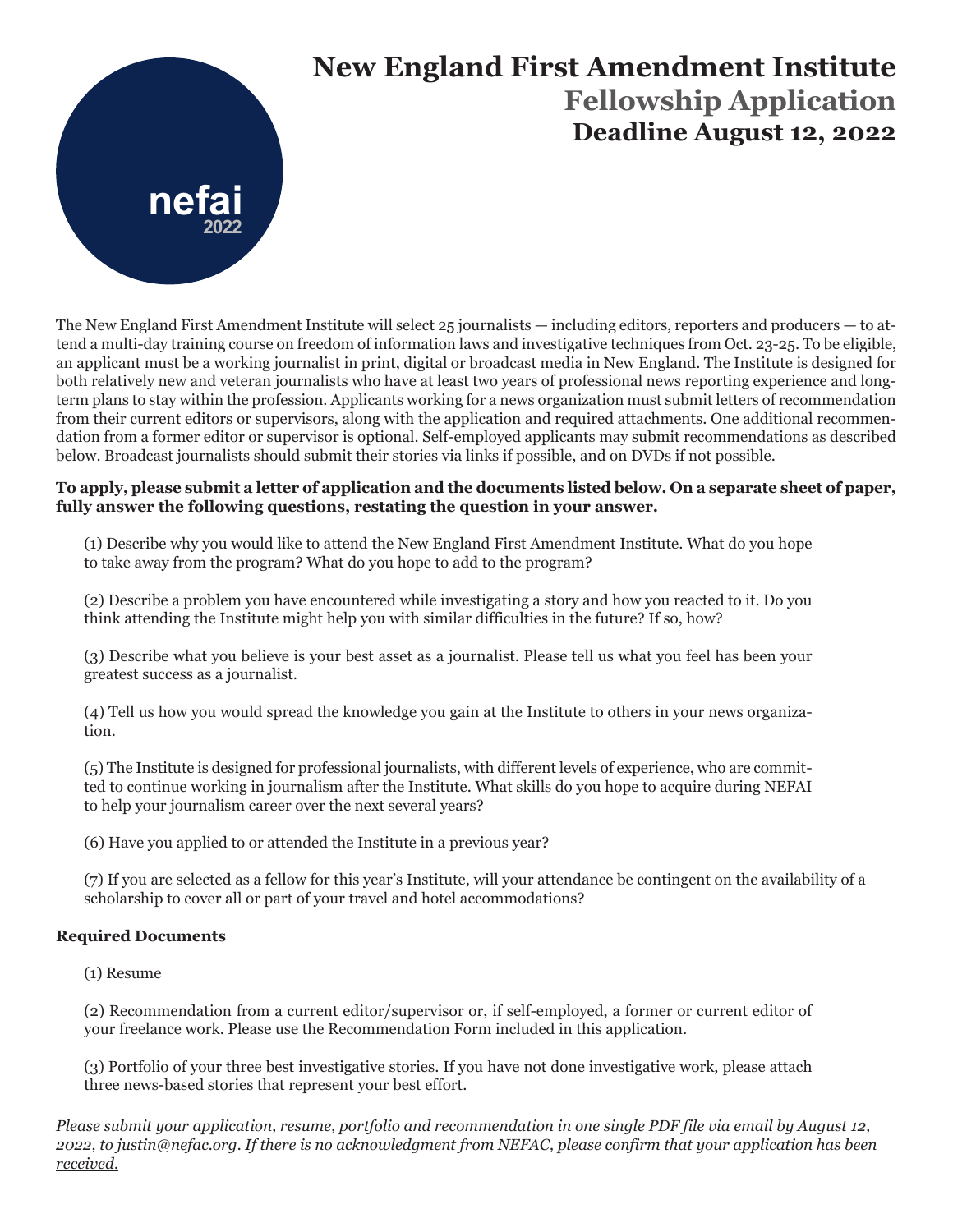nefai
2022

# New England First Amendment Institute

## Fellowship Application

## Deadline August 12, 2022

The New England First Amendment Institute will select 25 journalists — including editors, reporters and producers — to attend a multi-day training course on freedom of information laws and investigative techniques from Oct. 23-25. To be eligible, an applicant must be a working journalist in print, digital or broadcast media in New England. The Institute is designed for both relatively new and veteran journalists who have at least two years of professional news reporting experience and long-term plans to stay within the profession. Applicants working for a news organization must submit letters of recommendation from their current editors or supervisors, along with the application and required attachments. One additional recommendation from a former editor or supervisor is optional. Self-employed applicants may submit recommendations as described below. Broadcast journalists should submit their stories via links if possible, and on DVDs if not possible.

**To apply, please submit a letter of application and the documents listed below. On a separate sheet of paper, fully answer the following questions, restating the question in your answer.**

(1) Describe why you would like to attend the New England First Amendment Institute. What do you hope to take away from the program? What do you hope to add to the program?

(2) Describe a problem you have encountered while investigating a story and how you reacted to it. Do you think attending the Institute might help you with similar difficulties in the future? If so, how?

(3) Describe what you believe is your best asset as a journalist. Please tell us what you feel has been your greatest success as a journalist.

(4) Tell us how you would spread the knowledge you gain at the Institute to others in your news organization.

(5) The Institute is designed for professional journalists, with different levels of experience, who are committed to continue working in journalism after the Institute. What skills do you hope to acquire during NEFAI to help your journalism career over the next several years?

(6) Have you applied to or attended the Institute in a previous year?

(7) If you are selected as a fellow for this year's Institute, will your attendance be contingent on the availability of a scholarship to cover all or part of your travel and hotel accommodations?

**Required Documents**

(1) Resume

(2) Recommendation from a current editor/supervisor or, if self-employed, a former or current editor of your freelance work. Please use the Recommendation Form included in this application.

(3) Portfolio of your three best investigative stories. If you have not done investigative work, please attach three news-based stories that represent your best effort.

*Please submit your application, resume, portfolio and recommendation in one single PDF file via email by August 12, 2022, to justin@nefac.org. If there is no acknowledgment from NEFAC, please confirm that your application has been received.*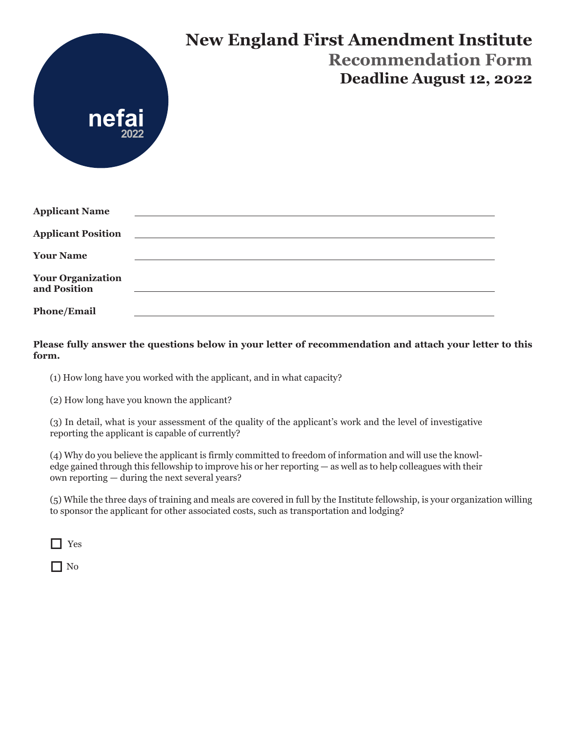nefai
2022

# New England First Amendment Institute

## Recommendation Form

## Deadline August 12, 2022

**Applicant Name** ______________________________

**Applicant Position** ______________________________

**Your Name** ______________________________

**Your Organization and Position** ______________________________

**Phone/Email** ______________________________

**Please fully answer the questions below in your letter of recommendation and attach your letter to this form.**

(1) How long have you worked with the applicant, and in what capacity?

(2) How long have you known the applicant?

(3) In detail, what is your assessment of the quality of the applicant's work and the level of investigative reporting the applicant is capable of currently?

(4) Why do you believe the applicant is firmly committed to freedom of information and will use the knowledge gained through this fellowship to improve his or her reporting — as well as to help colleagues with their own reporting — during the next several years?

(5) While the three days of training and meals are covered in full by the Institute fellowship, is your organization willing to sponsor the applicant for other associated costs, such as transportation and lodging?

☐ Yes

☐ No